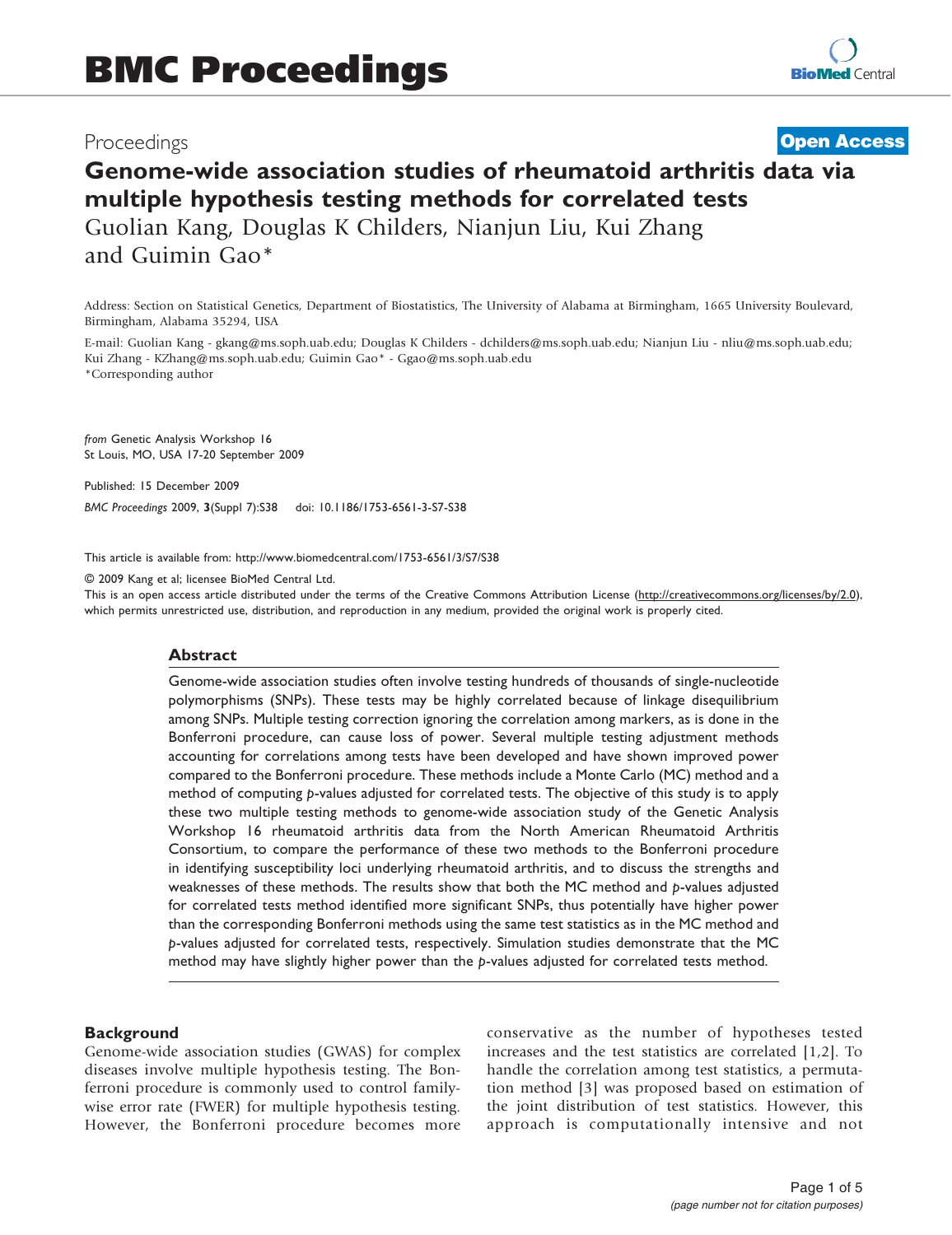# Genome-wide association studies of rheumatoid arthritis data via multiple hypothesis testing methods for correlated tests

Guolian Kang, Douglas K Childers, Nianjun Liu, Kui Zhang and Guimin Gao*

Address: Section on Statistical Genetics, Department of Biostatistics, The University of Alabama at Birmingham, 1665 University Boulevard, Birmingham, Alabama 35294, USA

E-mail: Guolian Kang - gkang@ms.soph.uab.edu; Douglas K Childers - dchilders@ms.soph.uab.edu; Nianjun Liu - nliu@ms.soph.uab.edu; Kui Zhang - KZhang@ms.soph.uab.edu; Guimin Gao* - Ggao@ms.soph.uab.edu

*Corresponding author

*from* Genetic Analysis Workshop 16
St Louis, MO, USA 17-20 September 2009

Published: 15 December 2009

*BMC Proceedings* 2009, **3**(Suppl 7):S38 doi: 10.1186/1753-6561-3-S7-S38

This article is available from: http://www.biomedcentral.com/1753-6561/3/S7/S38

© 2009 Kang et al; licensee BioMed Central Ltd.
This is an open access article distributed under the terms of the Creative Commons Attribution License (http://creativecommons.org/licenses/by/2.0), which permits unrestricted use, distribution, and reproduction in any medium, provided the original work is properly cited.

## Abstract

Genome-wide association studies often involve testing hundreds of thousands of single-nucleotide polymorphisms (SNPs). These tests may be highly correlated because of linkage disequilibrium among SNPs. Multiple testing correction ignoring the correlation among markers, as is done in the Bonferroni procedure, can cause loss of power. Several multiple testing adjustment methods accounting for correlations among tests have been developed and have shown improved power compared to the Bonferroni procedure. These methods include a Monte Carlo (MC) method and a method of computing *p*-values adjusted for correlated tests. The objective of this study is to apply these two multiple testing methods to genome-wide association study of the Genetic Analysis Workshop 16 rheumatoid arthritis data from the North American Rheumatoid Arthritis Consortium, to compare the performance of these two methods to the Bonferroni procedure in identifying susceptibility loci underlying rheumatoid arthritis, and to discuss the strengths and weaknesses of these methods. The results show that both the MC method and *p*-values adjusted for correlated tests method identified more significant SNPs, thus potentially have higher power than the corresponding Bonferroni methods using the same test statistics as in the MC method and *p*-values adjusted for correlated tests, respectively. Simulation studies demonstrate that the MC method may have slightly higher power than the *p*-values adjusted for correlated tests method.

## Background

Genome-wide association studies (GWAS) for complex diseases involve multiple hypothesis testing. The Bonferroni procedure is commonly used to control family-wise error rate (FWER) for multiple hypothesis testing. However, the Bonferroni procedure becomes more conservative as the number of hypotheses tested increases and the test statistics are correlated [1,2]. To handle the correlation among test statistics, a permutation method [3] was proposed based on estimation of the joint distribution of test statistics. However, this approach is computationally intensive and not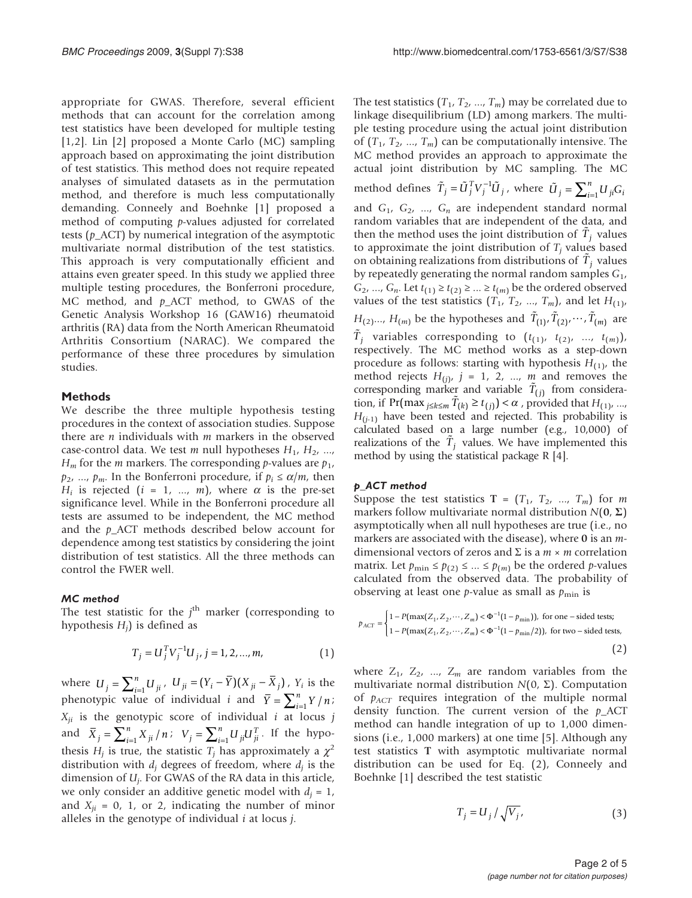appropriate for GWAS. Therefore, several efficient methods that can account for the correlation among test statistics have been developed for multiple testing [1,2]. Lin [2] proposed a Monte Carlo (MC) sampling approach based on approximating the joint distribution of test statistics. This method does not require repeated analyses of simulated datasets as in the permutation method, and therefore is much less computationally demanding. Conneely and Boehnke [1] proposed a method of computing *p*-values adjusted for correlated tests (*p*_ACT) by numerical integration of the asymptotic multivariate normal distribution of the test statistics. This approach is very computationally efficient and attains even greater speed. In this study we applied three multiple testing procedures, the Bonferroni procedure, MC method, and *p*_ACT method, to GWAS of the Genetic Analysis Workshop 16 (GAW16) rheumatoid arthritis (RA) data from the North American Rheumatoid Arthritis Consortium (NARAC). We compared the performance of these three procedures by simulation studies.

## Methods

We describe the three multiple hypothesis testing procedures in the context of association studies. Suppose there are $n$ individuals with $m$ markers in the observed case-control data. We test $m$ null hypotheses $H_1, H_2, ..., H_m$ for the $m$ markers. The corresponding *p*-values are $p_1, p_2, ..., p_m$. In the Bonferroni procedure, if $p_i \le \alpha/m$, then $H_i$ is rejected ($i = 1, ..., m$), where $\alpha$ is the pre-set significance level. While in the Bonferroni procedure all tests are assumed to be independent, the MC method and the *p*_ACT methods described below account for dependence among test statistics by considering the joint distribution of test statistics. All the three methods can control the FWER well.

### *MC method*

The test statistic for the $j^{\text{th}}$ marker (corresponding to hypothesis $H_j$) is defined as

$$T_j = U_j^T V_j^{-1} U_j,\ j = 1, 2, ..., m, \tag{1}$$

where $U_j = \sum_{i=1}^{n} U_{ji}$, $U_{ji} = (Y_i - \bar{Y})(X_{ji} - \bar{X}_j)$, $Y_i$ is the phenotypic value of individual $i$ and $\bar{Y} = \sum_{i=1}^{n} Y/n$; $X_{ji}$ is the genotypic score of individual $i$ at locus $j$ and $\bar{X}_j = \sum_{i=1}^{n} X_{ji}/n$; $V_j = \sum_{i=1}^{n} U_{ji} U_{ji}^T$. If the hypothesis $H_j$ is true, the statistic $T_j$ has approximately a $\chi^2$ distribution with $d_j$ degrees of freedom, where $d_j$ is the dimension of $U_j$. For GWAS of the RA data in this article, we only consider an additive genetic model with $d_j = 1$, and $X_{ji} = 0$, 1, or 2, indicating the number of minor alleles in the genotype of individual $i$ at locus $j$.

The test statistics $(T_1, T_2, ..., T_m)$ may be correlated due to linkage disequilibrium (LD) among markers. The multiple testing procedure using the actual joint distribution of $(T_1, T_2, ..., T_m)$ can be computationally intensive. The MC method provides an approach to approximate the actual joint distribution by MC sampling. The MC method defines $\tilde{T}_j = \tilde{U}_j^T V_j^{-1} \tilde{U}_j$, where $\tilde{U}_j = \sum_{i=1}^{n} U_{ji} G_i$ and $G_1, G_2, ..., G_n$ are independent standard normal random variables that are independent of the data, and then the method uses the joint distribution of $\tilde{T}_j$ values to approximate the joint distribution of $T_j$ values based on obtaining realizations from distributions of $\tilde{T}_j$ values by repeatedly generating the normal random samples $G_1, G_2, ..., G_n$. Let $t_{(1)} \ge t_{(2)} \ge ... \ge t_{(m)}$ be the ordered observed values of the test statistics $(T_1, T_2, ..., T_m)$, and let $H_{(1)}, H_{(2)}..., H_{(m)}$ be the hypotheses and $\tilde{T}_{(1)}, \tilde{T}_{(2)}, \cdots, \tilde{T}_{(m)}$ are $\tilde{T}_j$ variables corresponding to $(t_{(1)}, t_{(2)}, ..., t_{(m)})$, respectively. The MC method works as a step-down procedure as follows: starting with hypothesis $H_{(1)}$, the method rejects $H_{(j)}$, $j = 1, 2, ..., m$ and removes the corresponding marker and variable $\tilde{T}_{(j)}$ from consideration, if $\Pr(\max_{j \le k \le m} \tilde{T}_{(k)} \ge t_{(j)}) < \alpha$, provided that $H_{(1)}, ..., H_{(j-1)}$ have been tested and rejected. This probability is calculated based on a large number (e.g., 10,000) of realizations of the $\tilde{T}_j$ values. We have implemented this method by using the statistical package R [4].

### *p_ACT method*

Suppose the test statistics $\mathbf{T} = (T_1, T_2, ..., T_m)$ for $m$ markers follow multivariate normal distribution $N(\mathbf{0}, \Sigma)$ asymptotically when all null hypotheses are true (i.e., no markers are associated with the disease), where $\mathbf{0}$ is an $m$-dimensional vectors of zeros and $\Sigma$ is a $m \times m$ correlation matrix. Let $p_{\min} \le p_{(2)} \le ... \le p_{(m)}$ be the ordered *p*-values calculated from the observed data. The probability of observing at least one *p*-value as small as $p_{\min}$ is

$$p_{ACT} = \begin{cases} 1 - P(\max(Z_1, Z_2, \cdots, Z_m) < \Phi^{-1}(1 - p_{\min})), & \text{for one-sided tests;} \\ 1 - P(\max(Z_1, Z_2, \cdots, Z_m) < \Phi^{-1}(1 - p_{\min}/2)), & \text{for two-sided tests,} \end{cases} \tag{2}$$

where $Z_1, Z_2, ..., Z_m$ are random variables from the multivariate normal distribution $N(0, \Sigma)$. Computation of $p_{ACT}$ requires integration of the multiple normal density function. The current version of the *p*_ACT method can handle integration of up to 1,000 dimensions (i.e., 1,000 markers) at one time [5]. Although any test statistics $\mathbf{T}$ with asymptotic multivariate normal distribution can be used for Eq. (2), Conneely and Boehnke [1] described the test statistic

$$T_j = U_j / \sqrt{V_j}, \tag{3}$$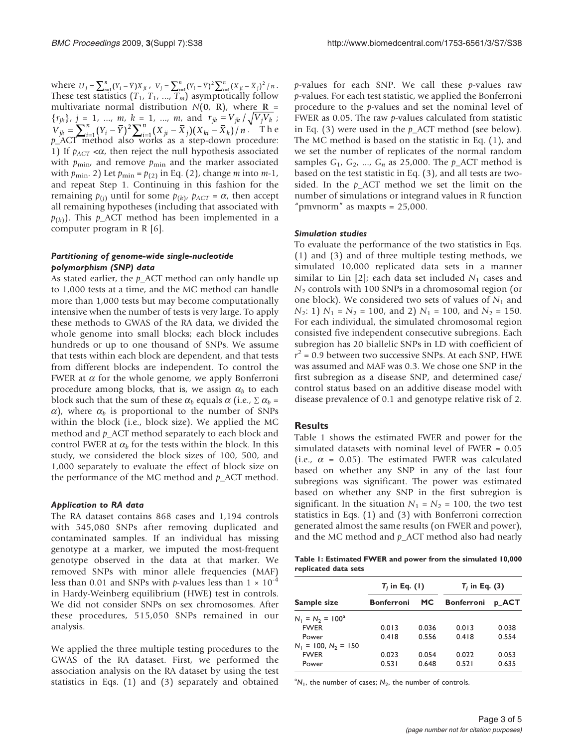where $U_j = \sum_{i=1}^{n}(Y_i - \bar{Y})X_{ji}$, $V_j = \sum_{i=1}^{n}(Y_i - \bar{Y})^2 \sum_{i=1}^{n}(X_{ji} - \bar{X}_j)^2/n$. These test statistics ($T_1$, $T_1$, ..., $T_m$) asymptotically follow multivariate normal distribution $N(\mathbf{0}, \mathbf{R})$, where $\mathbf{R} = \{r_{jk}\}$, $j = 1, ..., m$, $k = 1, ..., m$, and $r_{jk} = V_{jk}/\sqrt{V_j V_k}$; $V_{jk} = \sum_{i=1}^{n}(Y_i - \bar{Y})^2 \sum_{i=1}^{n}(X_{ji} - \bar{X}_j)(X_{ki} - \bar{X}_k)/n$. The *p*_ACT method also works as a step-down procedure: 1) If $p_{ACT} < \alpha$, then reject the null hypothesis associated with $p_{\min}$, and remove $p_{\min}$ and the marker associated with $p_{\min}$. 2) Let $p_{\min} = p_{(2)}$ in Eq. (2), change *m* into *m*-1, and repeat Step 1. Continuing in this fashion for the remaining $p_{(j)}$ until for some $p_{(k)}$, $p_{ACT} = \alpha$, then accept all remaining hypotheses (including that associated with $p_{(k)}$). This *p*_ACT method has been implemented in a computer program in R [6].

### *Partitioning of genome-wide single-nucleotide polymorphism (SNP) data*

As stated earlier, the *p*_ACT method can only handle up to 1,000 tests at a time, and the MC method can handle more than 1,000 tests but may become computationally intensive when the number of tests is very large. To apply these methods to GWAS of the RA data, we divided the whole genome into small blocks; each block includes hundreds or up to one thousand of SNPs. We assume that tests within each block are dependent, and that tests from different blocks are independent. To control the FWER at $\alpha$ for the whole genome, we apply Bonferroni procedure among blocks, that is, we assign $\alpha_b$ to each block such that the sum of these $\alpha_b$ equals $\alpha$ (i.e., $\sum \alpha_b = \alpha$), where $\alpha_b$ is proportional to the number of SNPs within the block (i.e., block size). We applied the MC method and *p*_ACT method separately to each block and control FWER at $\alpha_b$ for the tests within the block. In this study, we considered the block sizes of 100, 500, and 1,000 separately to evaluate the effect of block size on the performance of the MC method and *p*_ACT method.

### *Application to RA data*

The RA dataset contains 868 cases and 1,194 controls with 545,080 SNPs after removing duplicated and contaminated samples. If an individual has missing genotype at a marker, we imputed the most-frequent genotype observed in the data at that marker. We removed SNPs with minor allele frequencies (MAF) less than 0.01 and SNPs with *p*-values less than $1 \times 10^{-4}$ in Hardy-Weinberg equilibrium (HWE) test in controls. We did not consider SNPs on sex chromosomes. After these procedures, 515,050 SNPs remained in our analysis.

We applied the three multiple testing procedures to the GWAS of the RA dataset. First, we performed the association analysis on the RA dataset by using the test statistics in Eqs. (1) and (3) separately and obtained *p*-values for each SNP. We call these *p*-values raw *p*-values. For each test statistic, we applied the Bonferroni procedure to the *p*-values and set the nominal level of FWER as 0.05. The raw *p*-values calculated from statistic in Eq. (3) were used in the *p*_ACT method (see below). The MC method is based on the statistic in Eq. (1), and we set the number of replicates of the normal random samples $G_1$, $G_2$, ..., $G_n$ as 25,000. The *p*_ACT method is based on the test statistic in Eq. (3), and all tests are two-sided. In the *p*_ACT method we set the limit on the number of simulations or integrand values in R function "pmvnorm" as maxpts = 25,000.

### *Simulation studies*

To evaluate the performance of the two statistics in Eqs. (1) and (3) and of three multiple testing methods, we simulated 10,000 replicated data sets in a manner similar to Lin [2]; each data set included $N_1$ cases and $N_2$ controls with 100 SNPs in a chromosomal region (or one block). We considered two sets of values of $N_1$ and $N_2$: 1) $N_1 = N_2 = 100$, and 2) $N_1 = 100$, and $N_2 = 150$. For each individual, the simulated chromosomal region consisted five independent consecutive subregions. Each subregion has 20 biallelic SNPs in LD with coefficient of $r^2 = 0.9$ between two successive SNPs. At each SNP, HWE was assumed and MAF was 0.3. We chose one SNP in the first subregion as a disease SNP, and determined case/control status based on an additive disease model with disease prevalence of 0.1 and genotype relative risk of 2.

## Results

Table 1 shows the estimated FWER and power for the simulated datasets with nominal level of FWER = 0.05 (i.e., $\alpha$ = 0.05). The estimated FWER was calculated based on whether any SNP in any of the last four subregions was significant. The power was estimated based on whether any SNP in the first subregion is significant. In the situation $N_1 = N_2 = 100$, the two test statistics in Eqs. (1) and (3) with Bonferroni correction generated almost the same results (on FWER and power), and the MC method and *p*_ACT method also had nearly

**Table 1: Estimated FWER and power from the simulated 10,000 replicated data sets**

| | $T_j$ in Eq. (1) | | $T_j$ in Eq. (3) | |
|---|---|---|---|---|
| **Sample size** | **Bonferroni** | **MC** | **Bonferroni** | **p_ACT** |
| $N_1 = N_2 = 100$[a] | | | | |
| FWER | 0.013 | 0.036 | 0.013 | 0.038 |
| Power | 0.418 | 0.556 | 0.418 | 0.554 |
| $N_1 = 100$, $N_2 = 150$ | | | | |
| FWER | 0.023 | 0.054 | 0.022 | 0.053 |
| Power | 0.531 | 0.648 | 0.521 | 0.635 |

[a]$N_1$, the number of cases; $N_2$, the number of controls.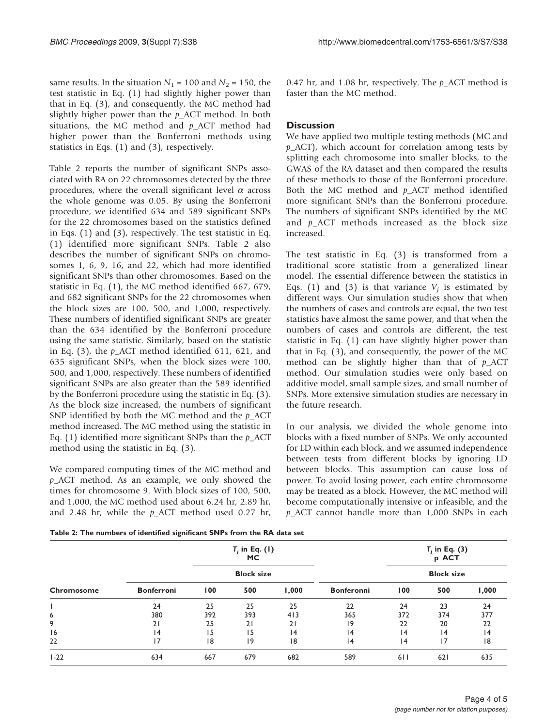same results. In the situation $N_1 = 100$ and $N_2 = 150$, the test statistic in Eq. (1) had slightly higher power than that in Eq. (3), and consequently, the MC method had slightly higher power than the *p*_ACT method. In both situations, the MC method and *p*_ACT method had higher power than the Bonferroni methods using statistics in Eqs. (1) and (3), respectively.

Table 2 reports the number of significant SNPs associated with RA on 22 chromosomes detected by the three procedures, where the overall significant level $\alpha$ across the whole genome was 0.05. By using the Bonferroni procedure, we identified 634 and 589 significant SNPs for the 22 chromosomes based on the statistics defined in Eqs. (1) and (3), respectively. The test statistic in Eq. (1) identified more significant SNPs. Table 2 also describes the number of significant SNPs on chromosomes 1, 6, 9, 16, and 22, which had more identified significant SNPs than other chromosomes. Based on the statistic in Eq. (1), the MC method identified 667, 679, and 682 significant SNPs for the 22 chromosomes when the block sizes are 100, 500, and 1,000, respectively. These numbers of identified significant SNPs are greater than the 634 identified by the Bonferroni procedure using the same statistic. Similarly, based on the statistic in Eq. (3), the *p*_ACT method identified 611, 621, and 635 significant SNPs, when the block sizes were 100, 500, and 1,000, respectively. These numbers of identified significant SNPs are also greater than the 589 identified by the Bonferroni procedure using the statistic in Eq. (3). As the block size increased, the numbers of significant SNP identified by both the MC method and the *p*_ACT method increased. The MC method using the statistic in Eq. (1) identified more significant SNPs than the *p*_ACT method using the statistic in Eq. (3).

We compared computing times of the MC method and *p*_ACT method. As an example, we only showed the times for chromosome 9. With block sizes of 100, 500, and 1,000, the MC method used about 6.24 hr, 2.89 hr, and 2.48 hr, while the *p*_ACT method used 0.27 hr, 0.47 hr, and 1.08 hr, respectively. The *p*_ACT method is faster than the MC method.

## Discussion

We have applied two multiple testing methods (MC and *p*_ACT), which account for correlation among tests by splitting each chromosome into smaller blocks, to the GWAS of the RA dataset and then compared the results of these methods to those of the Bonferroni procedure. Both the MC method and *p*_ACT method identified more significant SNPs than the Bonferroni procedure. The numbers of significant SNPs identified by the MC and *p*_ACT methods increased as the block size increased.

The test statistic in Eq. (3) is transformed from a traditional score statistic from a generalized linear model. The essential difference between the statistics in Eqs. (1) and (3) is that variance $V_j$ is estimated by different ways. Our simulation studies show that when the numbers of cases and controls are equal, the two test statistics have almost the same power, and that when the numbers of cases and controls are different, the test statistic in Eq. (1) can have slightly higher power than that in Eq. (3), and consequently, the power of the MC method can be slightly higher than that of *p*_ACT method. Our simulation studies were only based on additive model, small sample sizes, and small number of SNPs. More extensive simulation studies are necessary in the future research.

In our analysis, we divided the whole genome into blocks with a fixed number of SNPs. We only accounted for LD within each block, and we assumed independence between tests from different blocks by ignoring LD between blocks. This assumption can cause loss of power. To avoid losing power, each entire chromosome may be treated as a block. However, the MC method will become computationally intensive or infeasible, and the *p*_ACT cannot handle more than 1,000 SNPs in each

**Table 2: The numbers of identified significant SNPs from the RA data set**

| Chromosome | $T_j$ in Eq. (1) MC | | | | $T_j$ in Eq. (3) p_ACT | | | |
|---|---|---|---|---|---|---|---|---|
| | Bonferroni | Block size | | | Bonferroni | Block size | | |
| | | 100 | 500 | 1,000 | | 100 | 500 | 1,000 |
| 1 | 24 | 25 | 25 | 25 | 22 | 24 | 23 | 24 |
| 6 | 380 | 392 | 393 | 413 | 365 | 372 | 374 | 377 |
| 9 | 21 | 25 | 21 | 21 | 19 | 22 | 20 | 22 |
| 16 | 14 | 15 | 15 | 14 | 14 | 14 | 14 | 14 |
| 22 | 17 | 18 | 19 | 18 | 14 | 14 | 17 | 18 |
| 1-22 | 634 | 667 | 679 | 682 | 589 | 611 | 621 | 635 |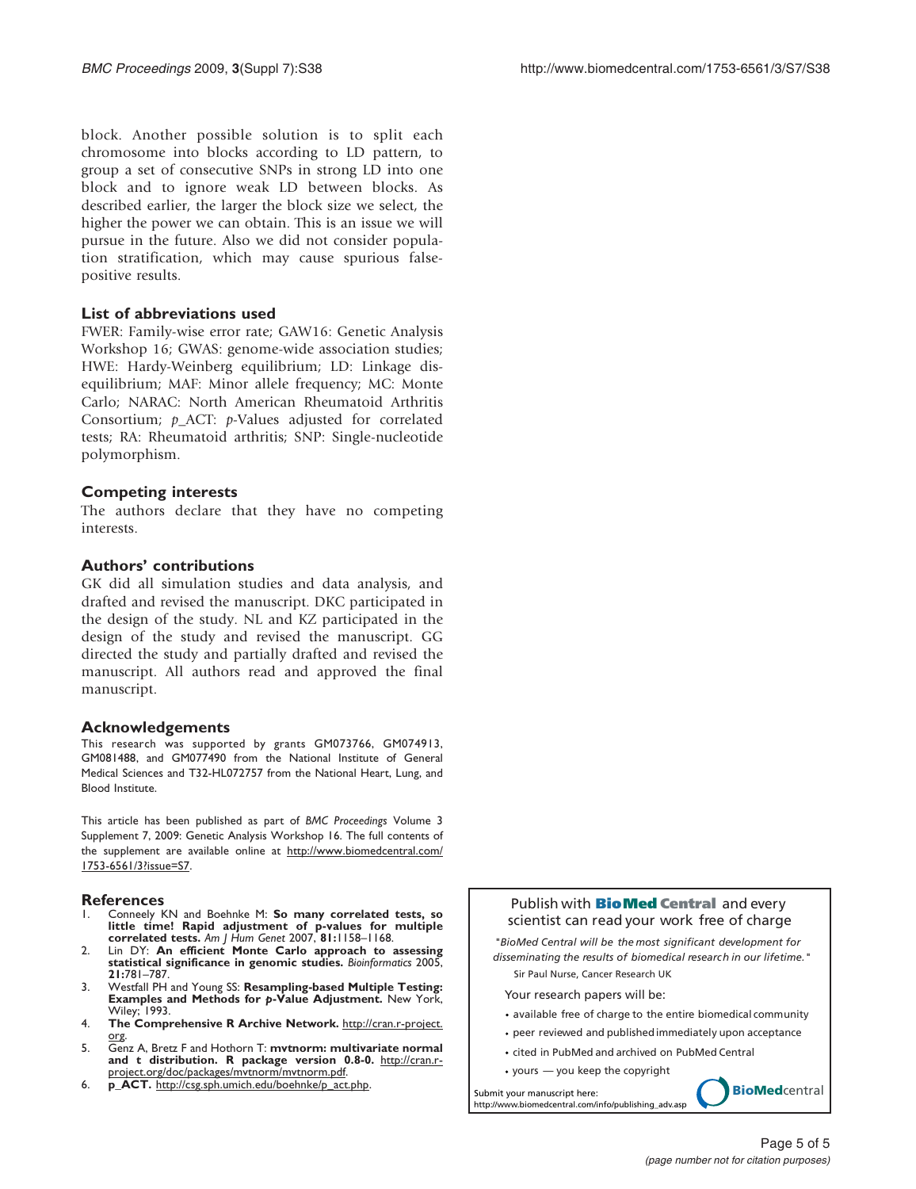block. Another possible solution is to split each chromosome into blocks according to LD pattern, to group a set of consecutive SNPs in strong LD into one block and to ignore weak LD between blocks. As described earlier, the larger the block size we select, the higher the power we can obtain. This is an issue we will pursue in the future. Also we did not consider population stratification, which may cause spurious false-positive results.

## List of abbreviations used

FWER: Family-wise error rate; GAW16: Genetic Analysis Workshop 16; GWAS: genome-wide association studies; HWE: Hardy-Weinberg equilibrium; LD: Linkage disequilibrium; MAF: Minor allele frequency; MC: Monte Carlo; NARAC: North American Rheumatoid Arthritis Consortium; *p*_ACT: *p*-Values adjusted for correlated tests; RA: Rheumatoid arthritis; SNP: Single-nucleotide polymorphism.

## Competing interests

The authors declare that they have no competing interests.

## Authors' contributions

GK did all simulation studies and data analysis, and drafted and revised the manuscript. DKC participated in the design of the study. NL and KZ participated in the design of the study and revised the manuscript. GG directed the study and partially drafted and revised the manuscript. All authors read and approved the final manuscript.

## Acknowledgements

This research was supported by grants GM073766, GM074913, GM081488, and GM077490 from the National Institute of General Medical Sciences and T32-HL072757 from the National Heart, Lung, and Blood Institute.

This article has been published as part of *BMC Proceedings* Volume 3 Supplement 7, 2009: Genetic Analysis Workshop 16. The full contents of the supplement are available online at http://www.biomedcentral.com/1753-6561/3?issue=S7.

## References

1. Conneely KN and Boehnke M: **So many correlated tests, so little time! Rapid adjustment of p-values for multiple correlated tests.** *Am J Hum Genet* 2007, **81:**1158–1168.
2. Lin DY: **An efficient Monte Carlo approach to assessing statistical significance in genomic studies.** *Bioinformatics* 2005, **21:**781–787.
3. Westfall PH and Young SS: **Resampling-based Multiple Testing: Examples and Methods for *p*-Value Adjustment.** New York, Wiley; 1993.
4. **The Comprehensive R Archive Network.** http://cran.r-project.org.
5. Genz A, Bretz F and Hothorn T: **mvtnorm: multivariate normal and t distribution. R package version 0.8-0.** http://cran.r-project.org/doc/packages/mvtnorm/mvtnorm.pdf.
6. **p_ACT.** http://csg.sph.umich.edu/boehnke/p_act.php.